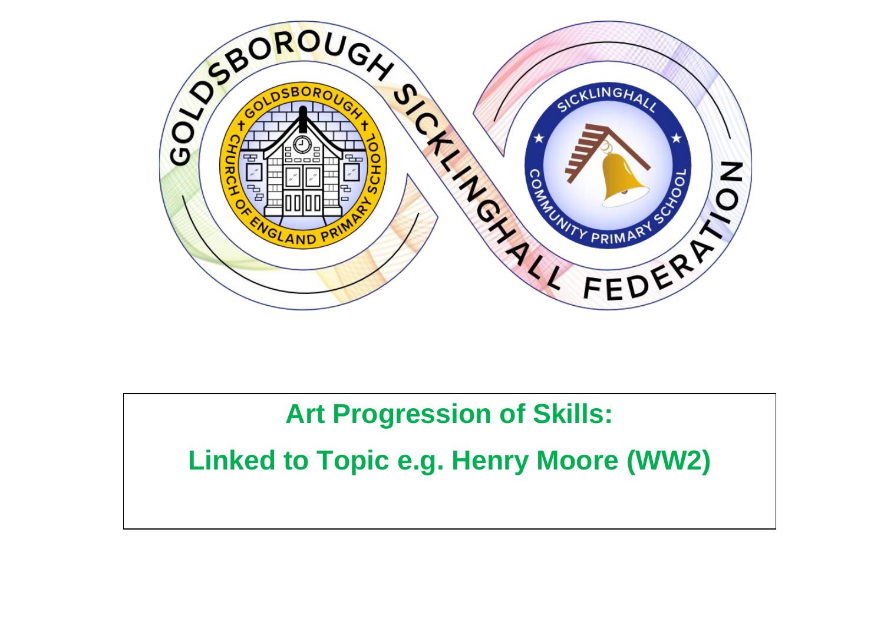# Art Progression of Skills:

## Linked to Topic e.g. Henry Moore (WW2)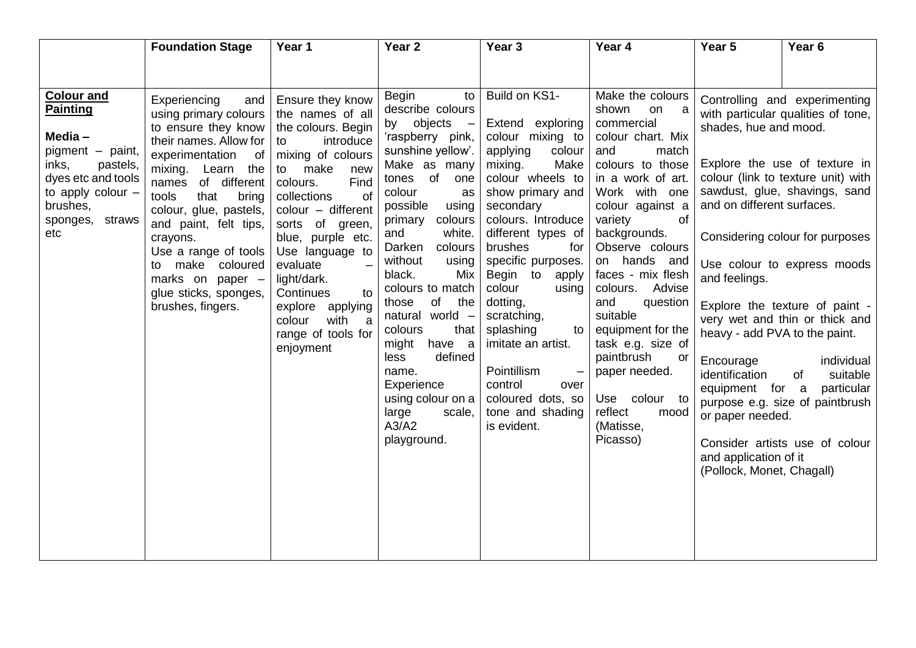| | Foundation Stage | Year 1 | Year 2 | Year 3 | Year 4 | Year 5 | Year 6 |
|---|---|---|---|---|---|---|---|
| **Colour and Painting**<br><br>**Media –** pigment – paint, inks, pastels, dyes etc and tools to apply colour – brushes, sponges, straws etc | Experiencing and using primary colours to ensure they know their names. Allow for experimentation of mixing. Learn the names of different tools that bring colour, glue, pastels, and paint, felt tips, crayons.<br>Use a range of tools to make coloured marks on paper – glue sticks, sponges, brushes, fingers. | Ensure they know the names of all the colours. Begin to introduce mixing of colours to make new colours. Find collections of colour – different sorts of green, blue, purple etc. Use language to evaluate – light/dark.<br>Continues to explore applying colour with a range of tools for enjoyment | Begin to describe colours by objects – 'raspberry pink, sunshine yellow'. Make as many tones of one colour as possible using primary colours and white. Darken colours without using black. Mix colours to match those of the natural world – colours that might have a less defined name.<br>Experience using colour on a large scale, A3/A2 playground. | Build on KS1-<br><br>Extend exploring colour mixing to applying colour mixing. Make colour wheels to show primary and secondary colours. Introduce different types of brushes for specific purposes. Begin to apply colour using dotting, scratching, splashing to imitate an artist.<br><br>Pointillism – control over coloured dots, so tone and shading is evident. | Make the colours shown on a commercial colour chart. Mix and match colours to those in a work of art. Work with one colour against a variety of backgrounds.<br>Observe colours on hands and faces - mix flesh colours. Advise and question suitable equipment for the task e.g. size of paintbrush or paper needed.<br><br>Use colour to reflect mood (Matisse, Picasso) | Controlling and experimenting with particular qualities of tone, shades, hue and mood.<br><br>Explore the use of texture in colour (link to texture unit) with sawdust, glue, shavings, sand and on different surfaces.<br><br>Considering colour for purposes<br><br>Use colour to express moods and feelings.<br><br>Explore the texture of paint - very wet and thin or thick and heavy - add PVA to the paint.<br><br>Encourage individual identification of suitable equipment for a particular purpose e.g. size of paintbrush or paper needed.<br><br>Consider artists use of colour and application of it (Pollock, Monet, Chagall) | |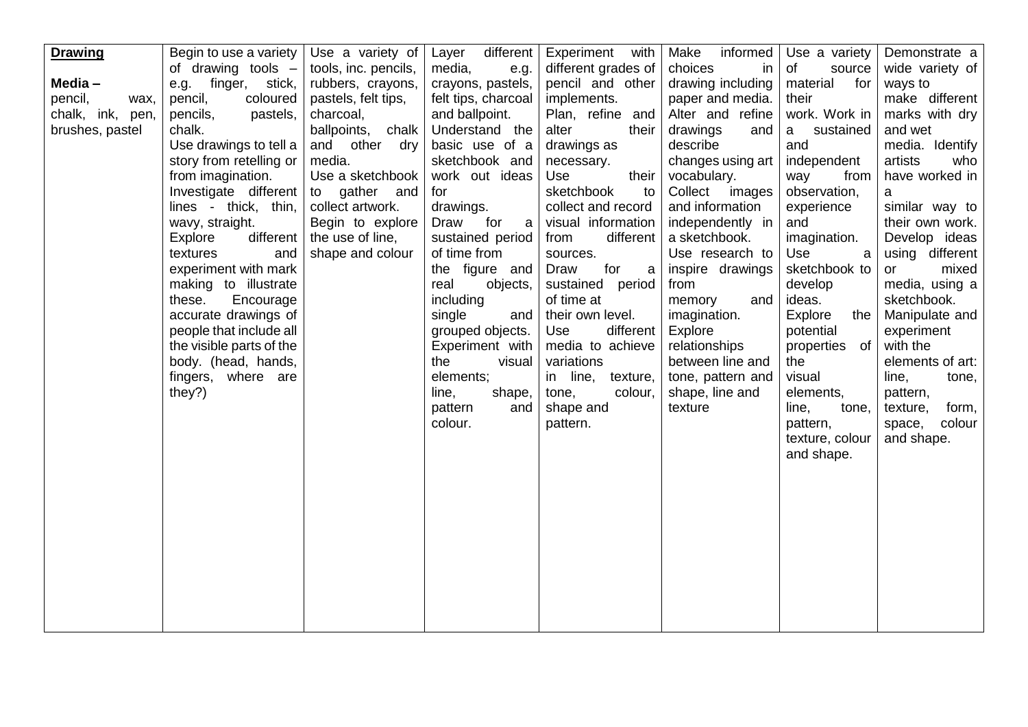| **Drawing**<br><br>**Media –** pencil, wax, chalk, ink, pen, brushes, pastel | Begin to use a variety of drawing tools – e.g. finger, stick, pencil, coloured pencils, pastels, chalk.<br>Use drawings to tell a story from retelling or from imagination.<br>Investigate different lines - thick, thin, wavy, straight.<br>Explore different textures and experiment with mark making to illustrate these. Encourage accurate drawings of people that include all the visible parts of the body. (head, hands, fingers, where are they?) | Use a variety of tools, inc. pencils, rubbers, crayons, pastels, felt tips, charcoal, ballpoints, chalk and other dry media.<br>Use a sketchbook to gather and collect artwork.<br>Begin to explore the use of line, shape and colour | Layer different media, e.g. crayons, pastels, felt tips, charcoal and ballpoint.<br>Understand the basic use of a sketchbook and work out ideas for drawings.<br>Draw for a sustained period of time from the figure and real objects, including single and grouped objects.<br>Experiment with the visual elements; line, shape, pattern and colour. | Experiment with different grades of pencil and other implements.<br>Plan, refine and alter their drawings as necessary.<br>Use their sketchbook to collect and record visual information from different sources.<br>Draw for a sustained period of time at their own level.<br>Use different media to achieve variations in line, texture, tone, colour, shape and pattern. | Make informed choices in drawing including paper and media.<br>Alter and refine drawings and describe changes using art vocabulary.<br>Collect images and information independently in a sketchbook.<br>Use research to inspire drawings from memory and imagination.<br>Explore relationships between line and tone, pattern and shape, line and texture | Use a variety of source material for their work. Work in a sustained and independent way from observation, experience and imagination.<br>Use a sketchbook to develop ideas.<br>Explore the potential properties of the visual elements, line, tone, pattern, texture, colour and shape. | Demonstrate a wide variety of ways to make different marks with dry and wet media. Identify artists who have worked in a similar way to their own work.<br>Develop ideas using different or mixed media, using a sketchbook.<br>Manipulate and experiment with the elements of art: line, tone, pattern, texture, form, space, colour and shape. |
|---|---|---|---|---|---|---|---|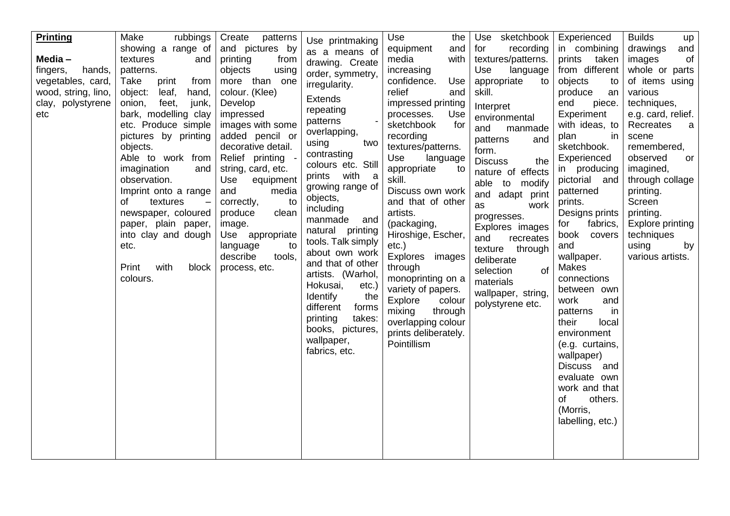| **Printing**<br><br>**Media –**<br>fingers, hands, vegetables, card, wood, string, lino, clay, polystyrene etc | Make rubbings showing a range of textures and patterns.<br>Take print from object: leaf, hand, onion, feet, junk, bark, modelling clay etc. Produce simple pictures by printing objects.<br>Able to work from imagination and observation.<br>Imprint onto a range of textures – newspaper, coloured paper, plain paper, into clay and dough etc.<br><br>Print with block colours. | Create patterns and pictures by printing from objects using more than one colour. (Klee)<br>Develop impressed images with some added pencil or decorative detail.<br>Relief printing - string, card, etc.<br>Use equipment and media correctly, to produce clean image.<br>Use appropriate language to describe tools, process, etc. | Use printmaking as a means of drawing. Create order, symmetry, irregularity.<br>Extends repeating patterns - overlapping, using two contrasting colours etc. Still prints with a growing range of objects, including manmade and natural printing tools. Talk simply about own work and that of other artists. (Warhol, Hokusai, etc.)<br>Identify the different forms printing takes: books, pictures, wallpaper, fabrics, etc. | Use the equipment and media with increasing confidence. Use relief and impressed printing processes. Use sketchbook for recording textures/patterns.<br>Use language appropriate to skill.<br>Discuss own work and that of other artists.<br>(packaging, Hiroshige, Escher, etc.)<br>Explores images through monoprinting on a variety of papers.<br>Explore colour mixing through overlapping colour prints deliberately.<br>Pointillism | Use sketchbook for recording textures/patterns.<br>Use language appropriate to skill.<br>Interpret environmental and manmade patterns and form.<br>Discuss the nature of effects able to modify and adapt print as work progresses.<br>Explores images and recreates texture through deliberate selection of materials wallpaper, string, polystyrene etc. | Experienced in combining prints taken from different objects to produce an end piece. Experiment with ideas, to plan in sketchbook.<br>Experienced in producing pictorial and patterned prints.<br>Designs prints for fabrics, book covers and wallpaper.<br>Makes connections between own work and patterns in their local environment (e.g. curtains, wallpaper)<br>Discuss and evaluate own work and that of others. (Morris, labelling, etc.) | Builds up drawings and images of whole or parts of items using various techniques, e.g. card, relief.<br>Recreates a scene remembered, observed or imagined, through collage printing.<br>Screen printing.<br>Explore printing techniques using by various artists. |
|---|---|---|---|---|---|---|---|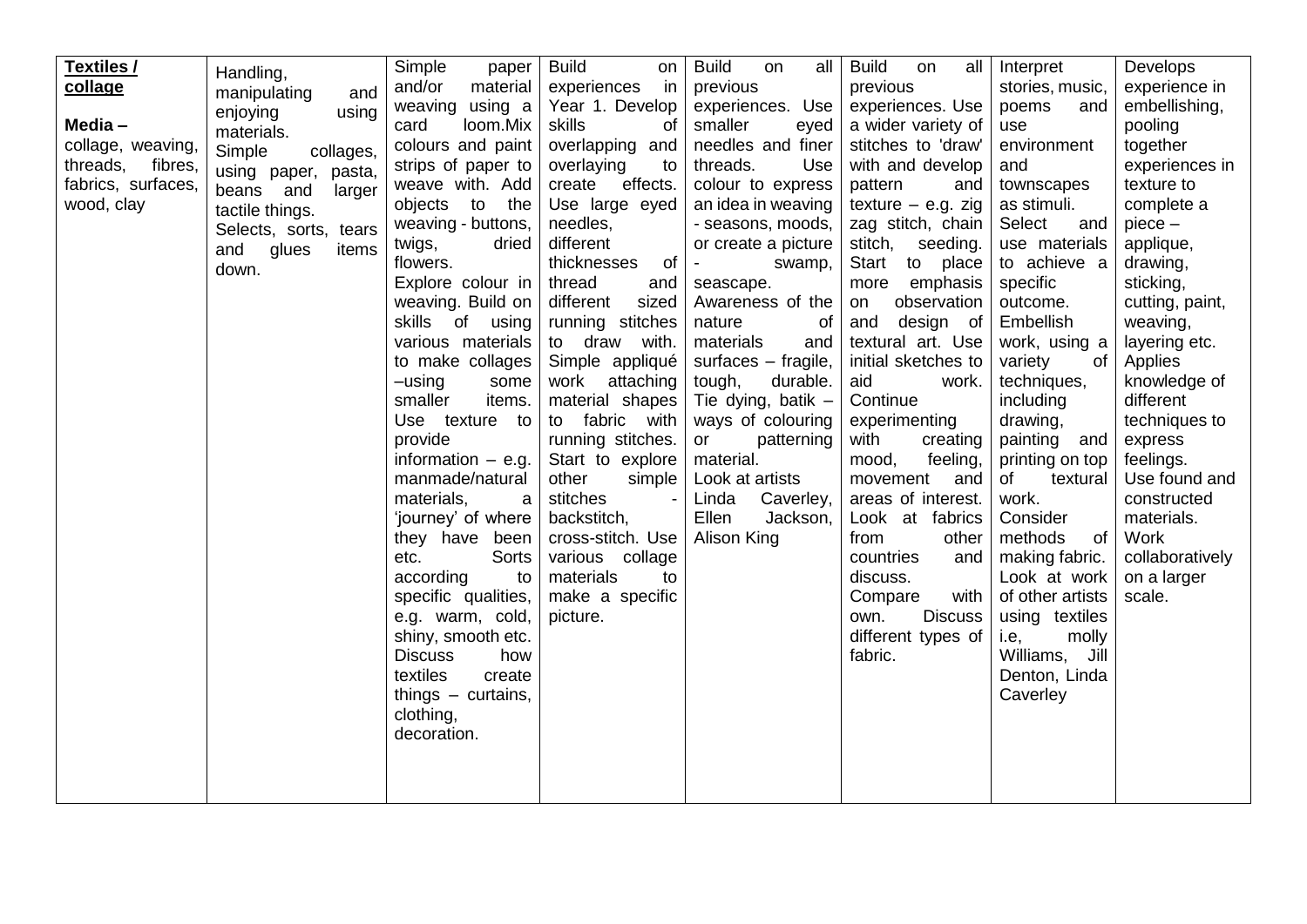| **Textiles / collage**<br><br>**Media –** collage, weaving, threads, fibres, fabrics, surfaces, wood, clay | Handling, manipulating and enjoying using materials. Simple collages, using paper, pasta, beans and larger tactile things. Selects, sorts, tears and glues items down. | Simple paper and/or material weaving using a card loom.Mix colours and paint strips of paper to weave with. Add objects to the weaving - buttons, twigs, dried flowers. Explore colour in weaving. Build on skills of using various materials to make collages –using some smaller items. Use texture to provide information – e.g. manmade/natural materials, a 'journey' of where they have been etc. Sorts according to specific qualities, e.g. warm, cold, shiny, smooth etc. Discuss how textiles create things – curtains, clothing, decoration. | Build on experiences in Year 1. Develop skills of overlapping and overlaying to create effects. Use large eyed needles, different thicknesses of thread and different sized running stitches to draw with. Simple appliqué work attaching material shapes to fabric with running stitches. Start to explore other simple stitches - backstitch, cross-stitch. Use various collage materials to make a specific picture. | Build on all previous experiences. Use smaller eyed needles and finer threads. Use colour to express an idea in weaving - seasons, moods, or create a picture - swamp, seascape. Awareness of the nature of materials and surfaces – fragile, tough, durable. Tie dying, batik – ways of colouring or patterning material. Look at artists Linda Caverley, Ellen Jackson, Alison King | Build on all previous experiences. Use a wider variety of stitches to 'draw' with and develop pattern and texture – e.g. zig zag stitch, chain stitch, seeding. Start to place more emphasis on observation and design of textural art. Use initial sketches to aid work. Continue experimenting with creating mood, feeling, movement and areas of interest. Look at fabrics from other countries and discuss. Compare with own. Discuss different types of fabric. | Interpret stories, music, poems and use environment and townscapes as stimuli. Select and use materials to achieve a specific outcome. Embellish work, using a variety of techniques, including drawing, painting and printing on top of textural work. Consider methods of making fabric. Look at work of other artists using textiles i.e, molly Williams, Jill Denton, Linda Caverley | Develops experience in embellishing, pooling together experiences in texture to complete a piece – applique, drawing, sticking, cutting, paint, weaving, layering etc. Applies knowledge of different techniques to express feelings. Use found and constructed materials. Work collaboratively on a larger scale. |
|---|---|---|---|---|---|---|---|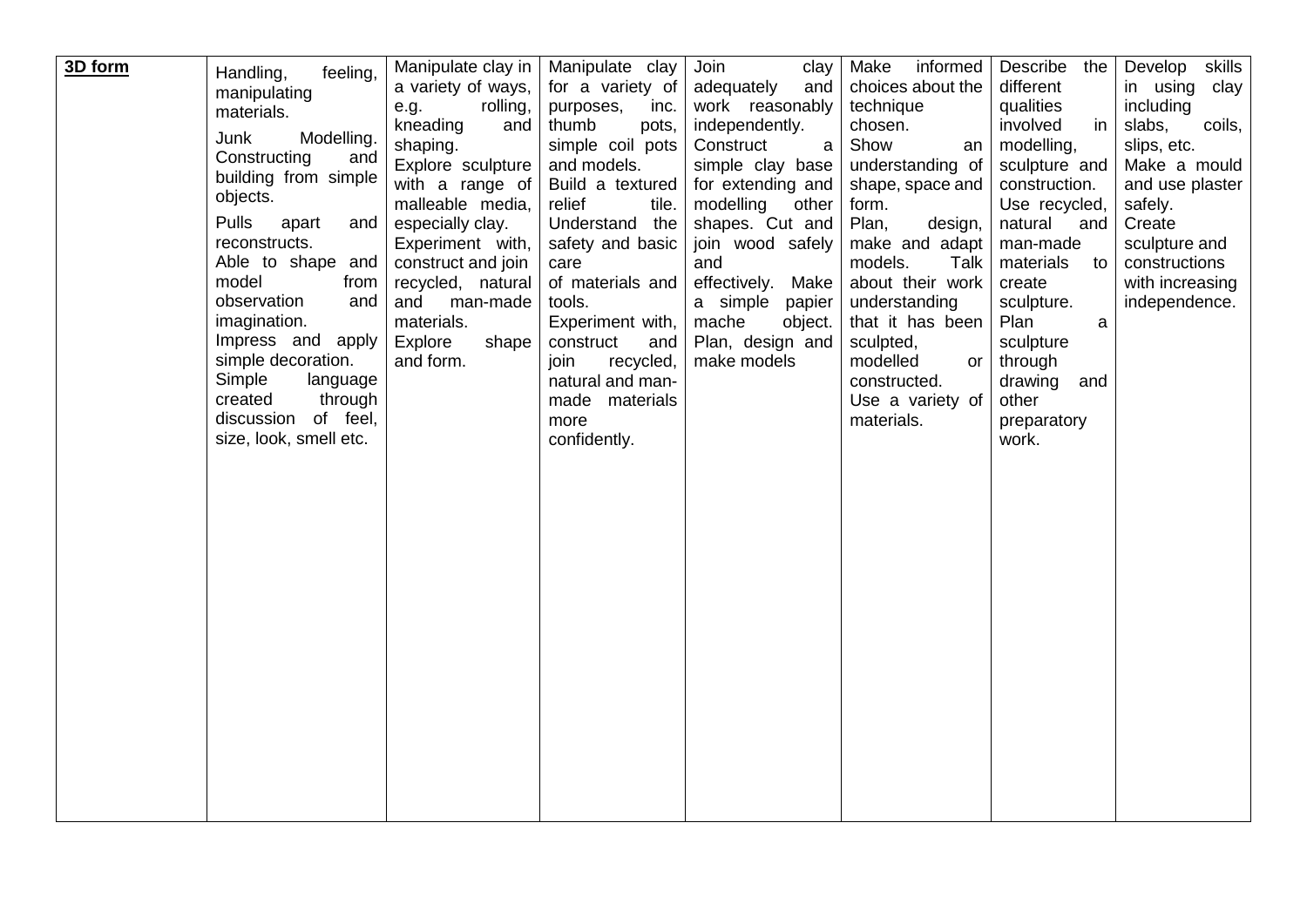| **3D form** | Handling, feeling, manipulating materials. Junk Modelling. Constructing and building from simple objects. Pulls apart and reconstructs. Able to shape and model from observation and imagination. Impress and apply simple decoration. Simple language created through discussion of feel, size, look, smell etc. | Manipulate clay in a variety of ways, e.g. rolling, kneading and shaping. Explore sculpture with a range of malleable media, especially clay. Experiment with, construct and join recycled, natural and man-made materials. Explore shape and form. | Manipulate clay for a variety of purposes, inc. thumb pots, simple coil pots and models. Build a textured relief tile. Understand the safety and basic care of materials and tools. Experiment with, construct and join recycled, natural and man-made materials more confidently. | Join clay adequately and work reasonably independently. Construct a simple clay base for extending and modelling other shapes. Cut and join wood safely and effectively. Make a simple papier mache object. Plan, design and make models | Make informed choices about the technique chosen. Show an understanding of shape, space and form. Plan, design, make and adapt models. Talk about their work understanding that it has been sculpted, modelled or constructed. Use a variety of materials. | Describe the different qualities involved in modelling, sculpture and construction. Use recycled, natural and man-made materials to create sculpture. Plan a sculpture through drawing and other preparatory work. | Develop skills in using clay including slabs, coils, slips, etc. Make a mould and use plaster safely. Create sculpture and constructions with increasing independence. |
|---|---|---|---|---|---|---|---|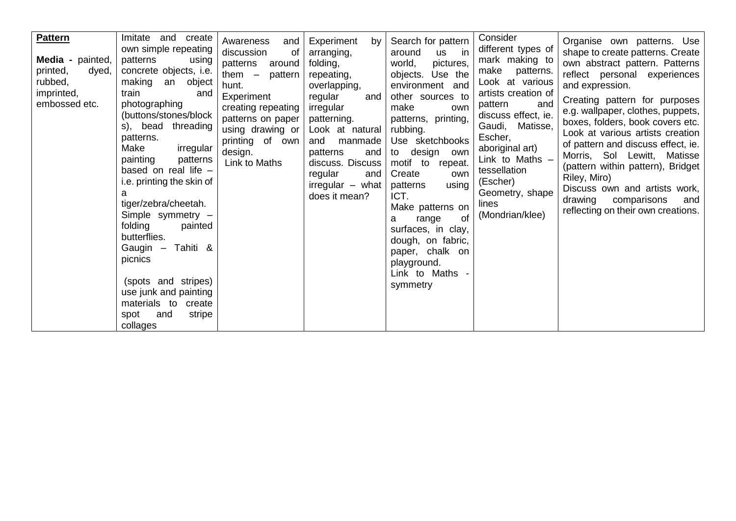| | | | | | | |
|---|---|---|---|---|---|---|
| **Pattern**<br><br>**Media -** painted, printed, dyed, rubbed, imprinted, embossed etc. | Imitate and create own simple repeating patterns using concrete objects, i.e. making an object train and photographing (buttons/stones/blocks), bead threading patterns.<br>Make irregular painting patterns based on real life – i.e. printing the skin of a tiger/zebra/cheetah.<br>Simple symmetry – folding painted butterflies.<br>Gaugin – Tahiti & picnics<br><br>(spots and stripes) use junk and painting materials to create spot and stripe collages | Awareness and discussion of patterns around them – pattern hunt.<br>Experiment creating repeating patterns on paper using drawing or printing of own design.<br>Link to Maths | Experiment by arranging, folding, repeating, overlapping, regular and irregular patterning.<br>Look at natural and manmade patterns and discuss. Discuss regular and irregular – what does it mean? | Search for pattern around us in world, pictures, objects. Use the environment and other sources to make own patterns, printing, rubbing.<br>Use sketchbooks to design own motif to repeat. Create own patterns using ICT.<br>Make patterns on a range of surfaces, in clay, dough, on fabric, paper, chalk on playground.<br>Link to Maths - symmetry | Consider different types of mark making to make patterns. Look at various artists creation of pattern and discuss effect, ie. Gaudi, Matisse, Escher, aboriginal art)<br>Link to Maths – tessellation (Escher)<br>Geometry, shape lines (Mondrian/klee) | Organise own patterns. Use shape to create patterns. Create own abstract pattern. Patterns reflect personal experiences and expression.<br>Creating pattern for purposes e.g. wallpaper, clothes, puppets, boxes, folders, book covers etc. Look at various artists creation of pattern and discuss effect, ie. Morris, Sol Lewitt, Matisse (pattern within pattern), Bridget Riley, Miro)<br>Discuss own and artists work, drawing comparisons and reflecting on their own creations. |